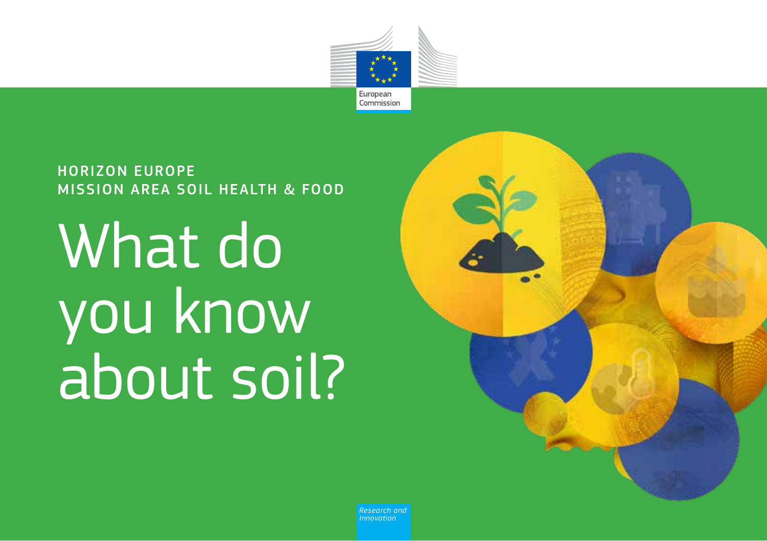European Commission

HORIZON EUROPE
MISSION AREA SOIL HEALTH & FOOD

# What do you know about soil?

*Research and Innovation*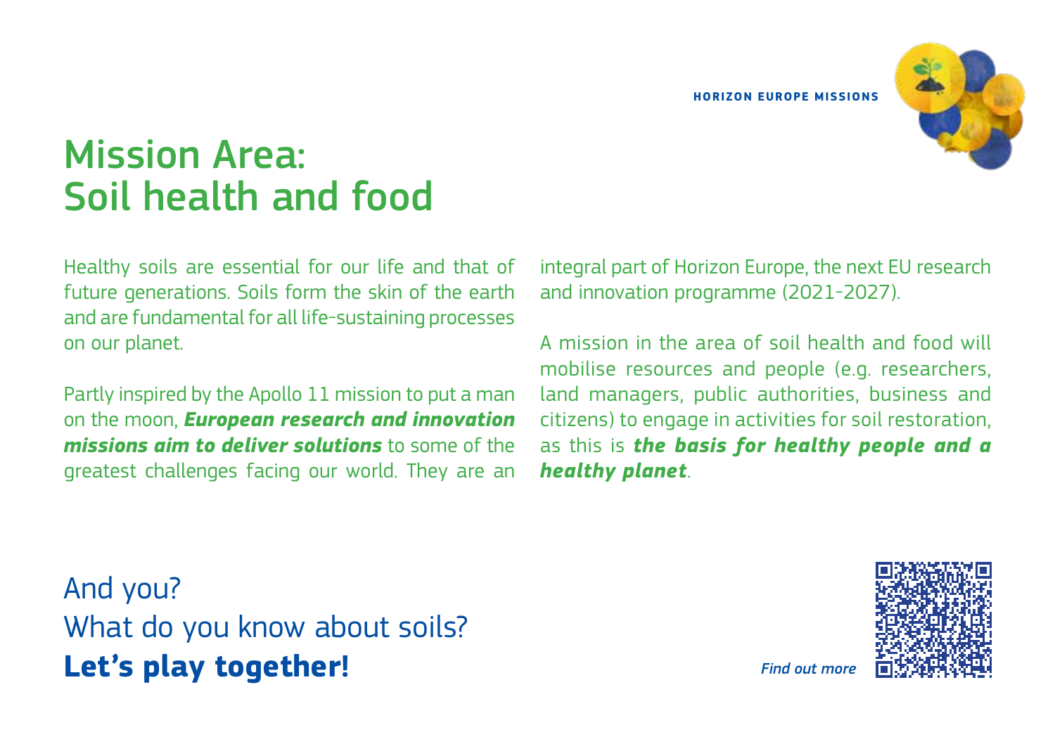HORIZON EUROPE MISSIONS

# Mission Area:
# Soil health and food

Healthy soils are essential for our life and that of future generations. Soils form the skin of the earth and are fundamental for all life-sustaining processes on our planet.

Partly inspired by the Apollo 11 mission to put a man on the moon, ***European research and innovation missions aim to deliver solutions*** to some of the greatest challenges facing our world. They are an integral part of Horizon Europe, the next EU research and innovation programme (2021-2027).

A mission in the area of soil health and food will mobilise resources and people (e.g. researchers, land managers, public authorities, business and citizens) to engage in activities for soil restoration, as this is ***the basis for healthy people and a healthy planet***.

And you?
What do you know about soils?
**Let's play together!**

*Find out more*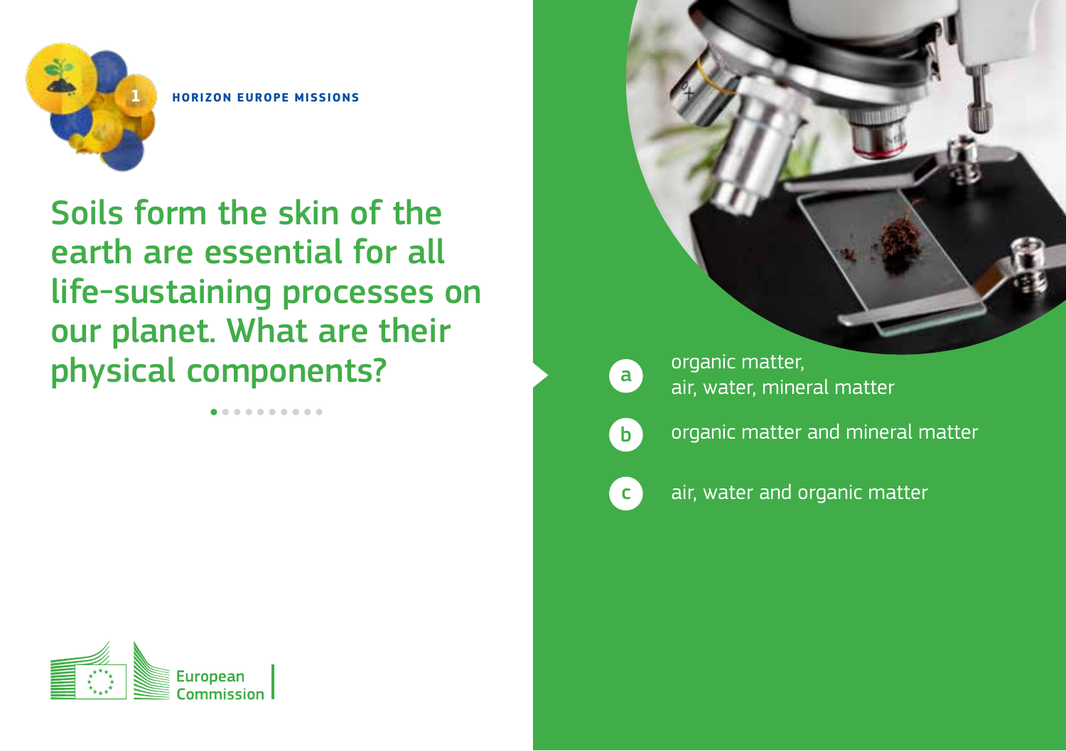HORIZON EUROPE MISSIONS

# Soils form the skin of the earth are essential for all life-sustaining processes on our planet. What are their physical components?

a) organic matter, air, water, mineral matter

b) organic matter and mineral matter

c) air, water and organic matter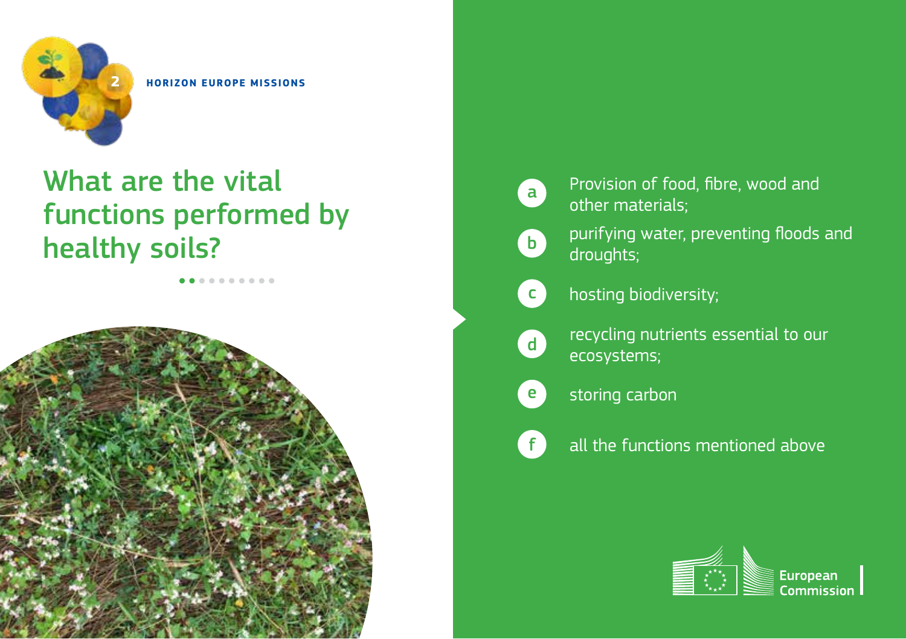**HORIZON EUROPE MISSIONS**

# What are the vital functions performed by healthy soils?

- **a** Provision of food, fibre, wood and other materials;
- **b** purifying water, preventing floods and droughts;
- **c** hosting biodiversity;
- **d** recycling nutrients essential to our ecosystems;
- **e** storing carbon
- **f** all the functions mentioned above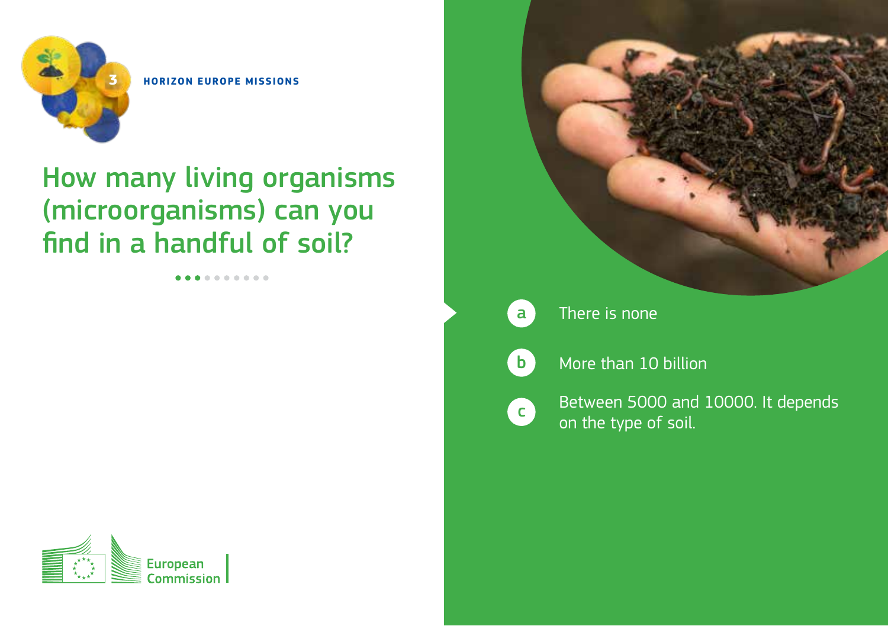HORIZON EUROPE MISSIONS

# How many living organisms (microorganisms) can you find in a handful of soil?

- **a** There is none
- **b** More than 10 billion
- **c** Between 5000 and 10000. It depends on the type of soil.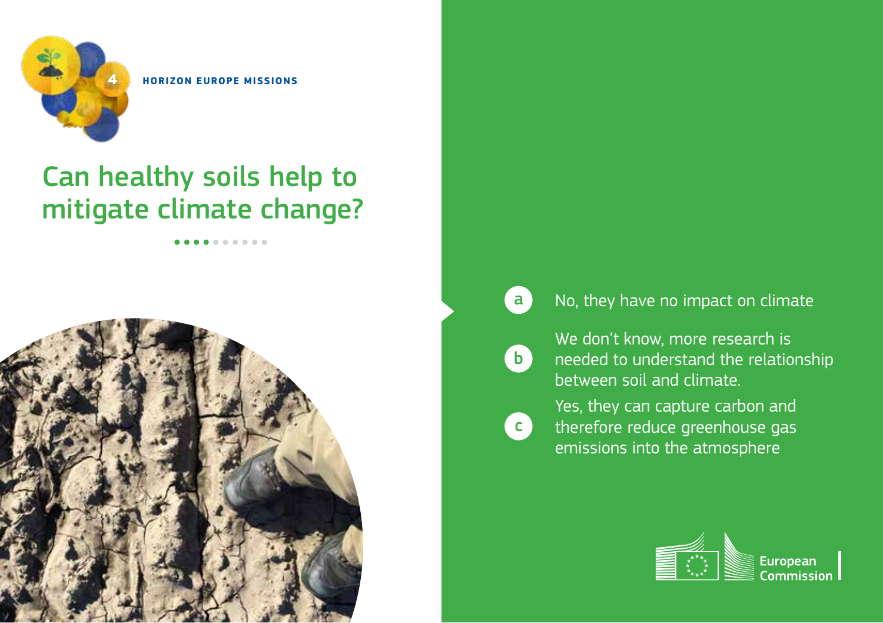HORIZON EUROPE MISSIONS

# Can healthy soils help to mitigate climate change?

- **a** No, they have no impact on climate
- **b** We don't know, more research is needed to understand the relationship between soil and climate.
- **c** Yes, they can capture carbon and therefore reduce greenhouse gas emissions into the atmosphere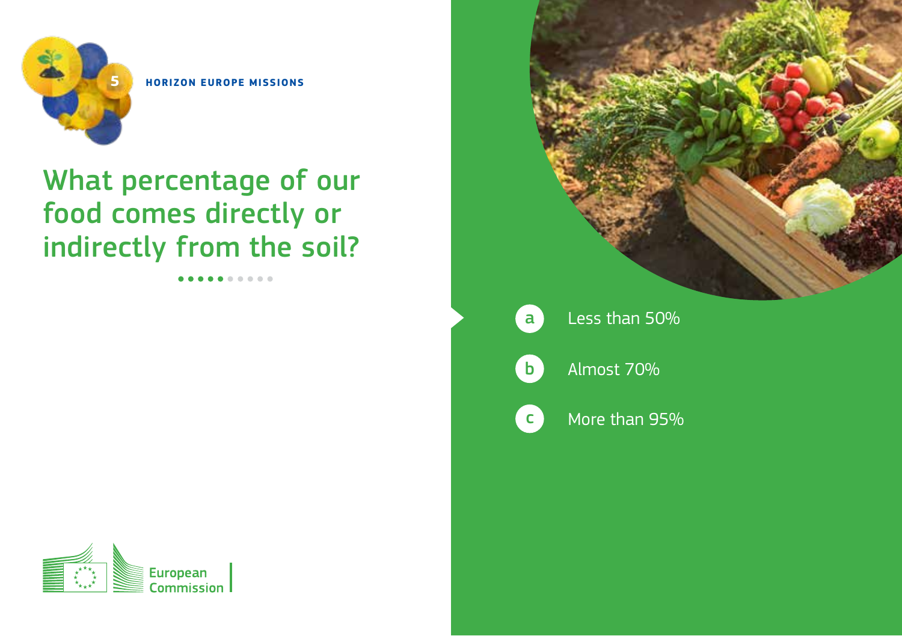5

**HORIZON EUROPE MISSIONS**

# What percentage of our food comes directly or indirectly from the soil?

- **a** Less than 50%
- **b** Almost 70%
- **c** More than 95%

European Commission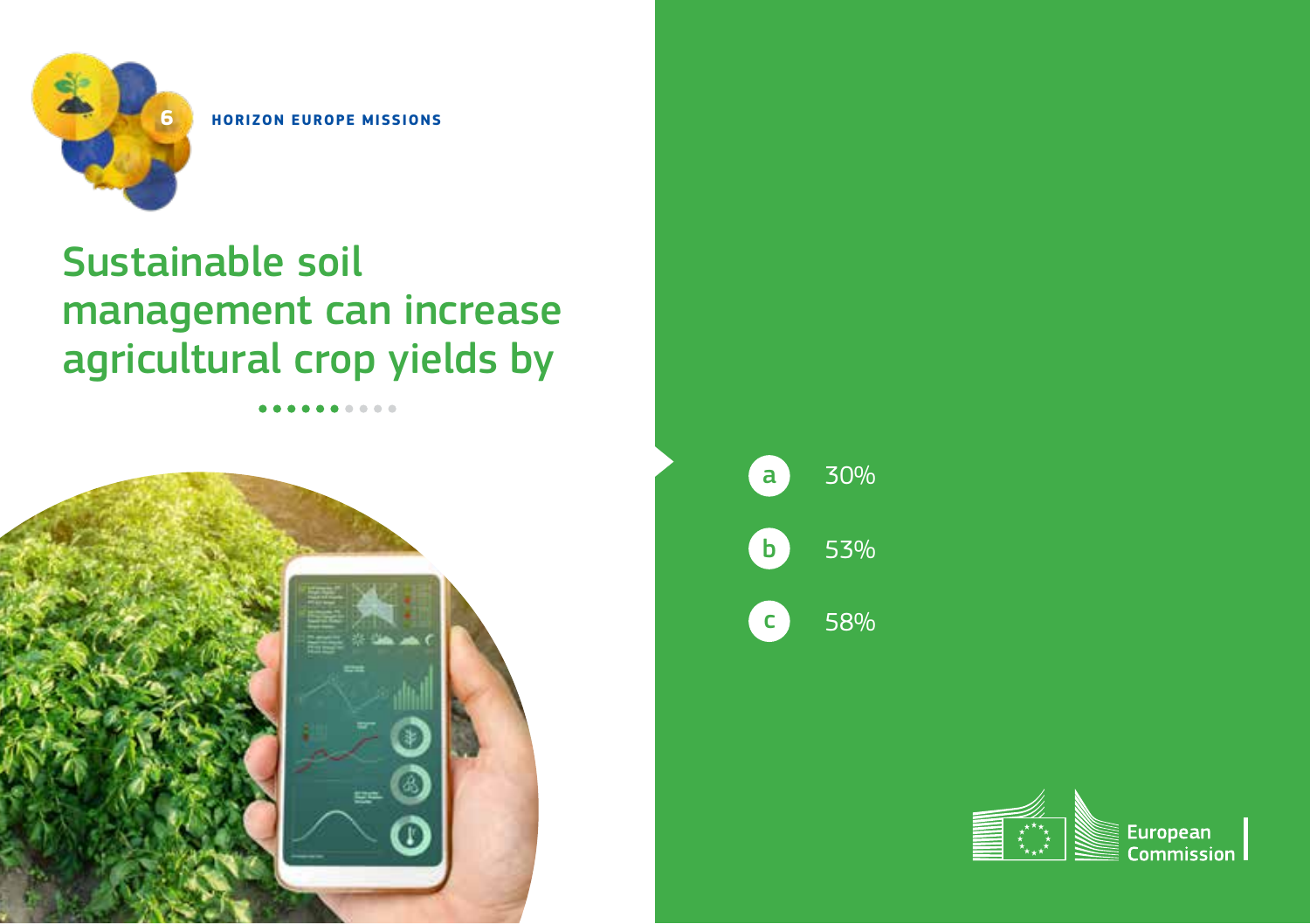HORIZON EUROPE MISSIONS

# Sustainable soil management can increase agricultural crop yields by

- **a** 30%
- **b** 53%
- **c** 58%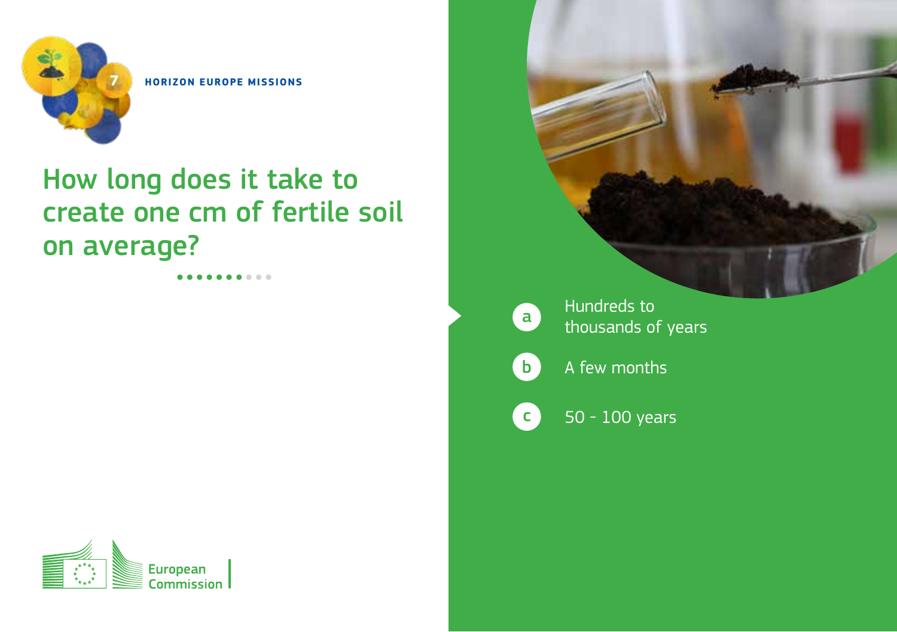HORIZON EUROPE MISSIONS

# How long does it take to create one cm of fertile soil on average?

- **a** Hundreds to thousands of years
- **b** A few months
- **c** 50 - 100 years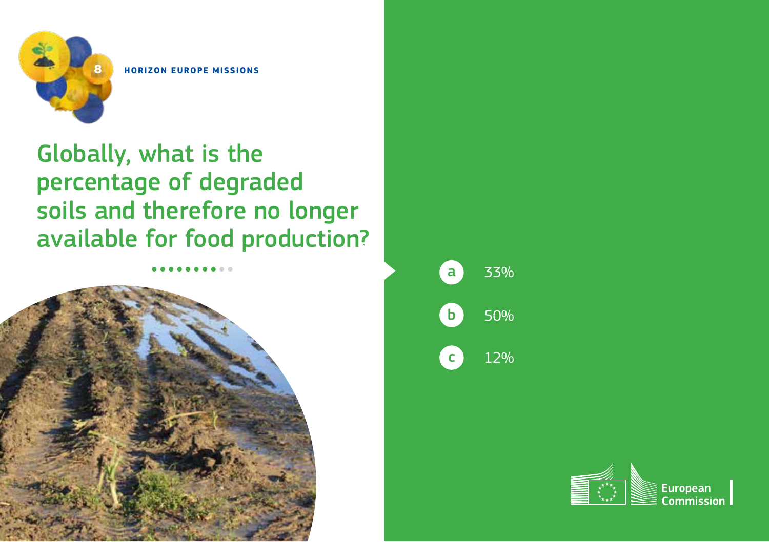HORIZON EUROPE MISSIONS

# Globally, what is the percentage of degraded soils and therefore no longer available for food production?

- **a** 33%
- **b** 50%
- **c** 12%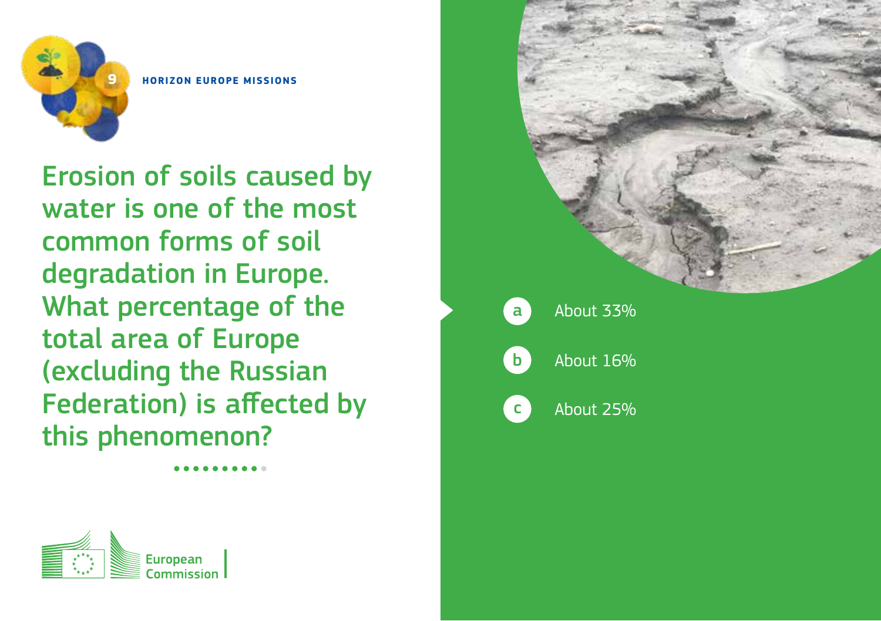9

**HORIZON EUROPE MISSIONS**

# Erosion of soils caused by water is one of the most common forms of soil degradation in Europe. What percentage of the total area of Europe (excluding the Russian Federation) is affected by this phenomenon?

- **a** About 33%
- **b** About 16%
- **c** About 25%

European Commission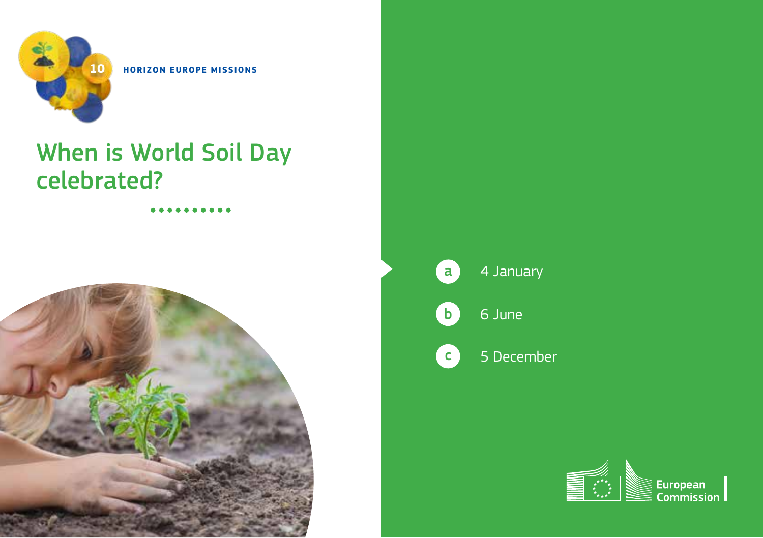10

HORIZON EUROPE MISSIONS

# When is World Soil Day celebrated?

- **a** 4 January
- **b** 6 June
- **c** 5 December

European Commission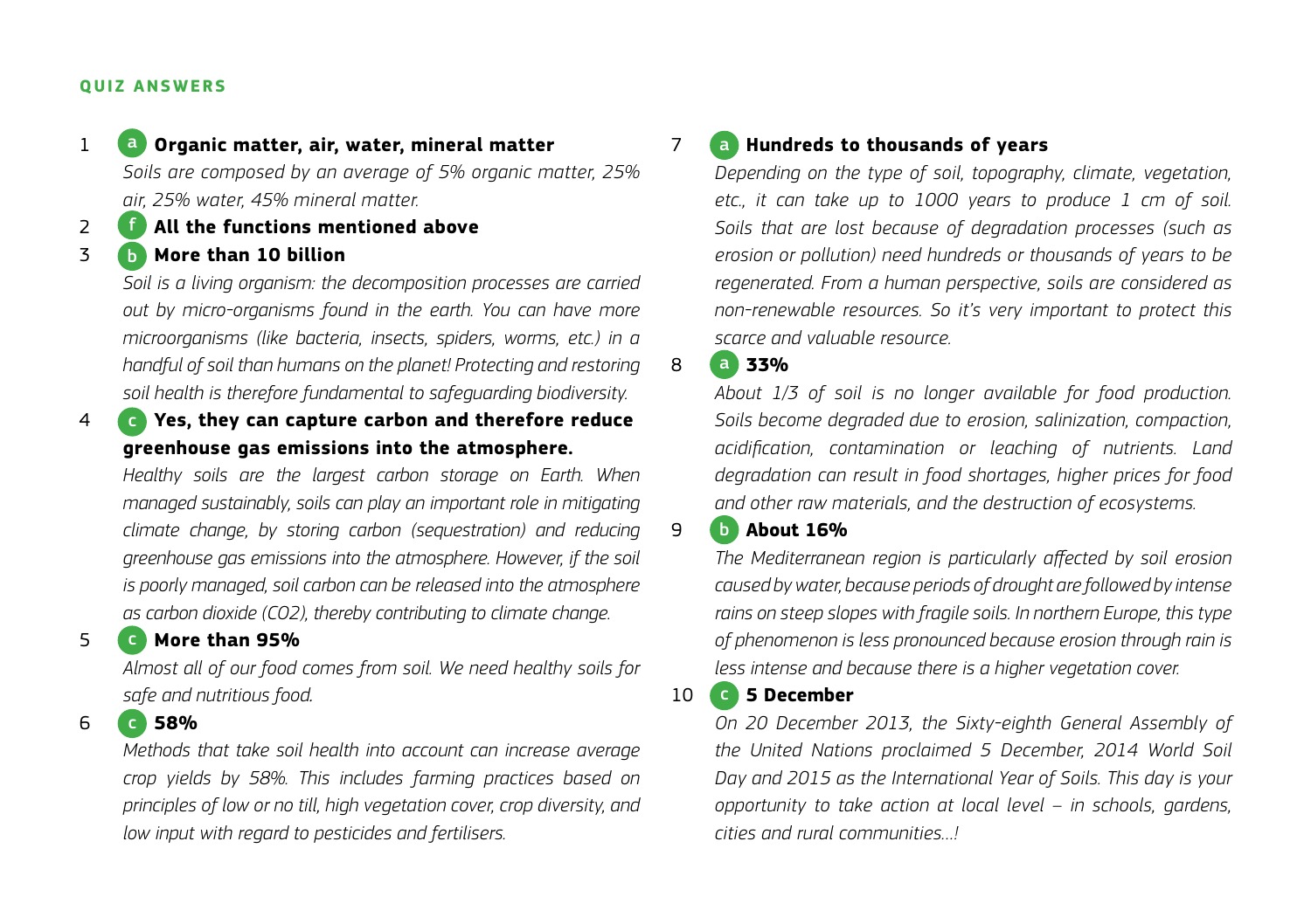## QUIZ ANSWERS

1. **a Organic matter, air, water, mineral matter**

   *Soils are composed by an average of 5% organic matter, 25% air, 25% water, 45% mineral matter.*

2. **f All the functions mentioned above**

3. **b More than 10 billion**

   *Soil is a living organism: the decomposition processes are carried out by micro-organisms found in the earth. You can have more microorganisms (like bacteria, insects, spiders, worms, etc.) in a handful of soil than humans on the planet! Protecting and restoring soil health is therefore fundamental to safeguarding biodiversity.*

4. **c Yes, they can capture carbon and therefore reduce greenhouse gas emissions into the atmosphere.**

   *Healthy soils are the largest carbon storage on Earth. When managed sustainably, soils can play an important role in mitigating climate change, by storing carbon (sequestration) and reducing greenhouse gas emissions into the atmosphere. However, if the soil is poorly managed, soil carbon can be released into the atmosphere as carbon dioxide ($CO_2$), thereby contributing to climate change.*

5. **c More than 95%**

   *Almost all of our food comes from soil. We need healthy soils for safe and nutritious food.*

6. **c 58%**

   *Methods that take soil health into account can increase average crop yields by 58%. This includes farming practices based on principles of low or no till, high vegetation cover, crop diversity, and low input with regard to pesticides and fertilisers.*

7. **a Hundreds to thousands of years**

   *Depending on the type of soil, topography, climate, vegetation, etc., it can take up to 1000 years to produce 1 cm of soil. Soils that are lost because of degradation processes (such as erosion or pollution) need hundreds or thousands of years to be regenerated. From a human perspective, soils are considered as non-renewable resources. So it's very important to protect this scarce and valuable resource.*

8. **a 33%**

   *About 1/3 of soil is no longer available for food production. Soils become degraded due to erosion, salinization, compaction, acidification, contamination or leaching of nutrients. Land degradation can result in food shortages, higher prices for food and other raw materials, and the destruction of ecosystems.*

9. **b About 16%**

   *The Mediterranean region is particularly affected by soil erosion caused by water, because periods of drought are followed by intense rains on steep slopes with fragile soils. In northern Europe, this type of phenomenon is less pronounced because erosion through rain is less intense and because there is a higher vegetation cover.*

10. **c 5 December**

    *On 20 December 2013, the Sixty-eighth General Assembly of the United Nations proclaimed 5 December, 2014 World Soil Day and 2015 as the International Year of Soils. This day is your opportunity to take action at local level – in schools, gardens, cities and rural communities…!*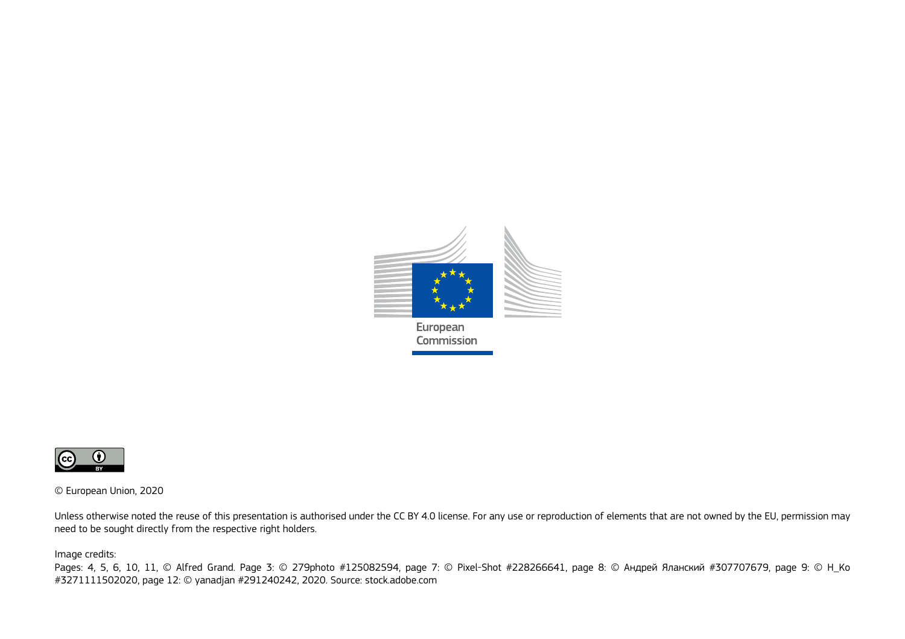European Commission

© European Union, 2020

Unless otherwise noted the reuse of this presentation is authorised under the CC BY 4.0 license. For any use or reproduction of elements that are not owned by the EU, permission may need to be sought directly from the respective right holders.

Image credits:
Pages: 4, 5, 6, 10, 11, © Alfred Grand. Page 3: © 279photo #125082594, page 7: © Pixel-Shot #228266641, page 8: © Андрей Яланский #307707679, page 9: © H_Ko #3271111502020, page 12: © yanadjan #291240242, 2020. Source: stock.adobe.com